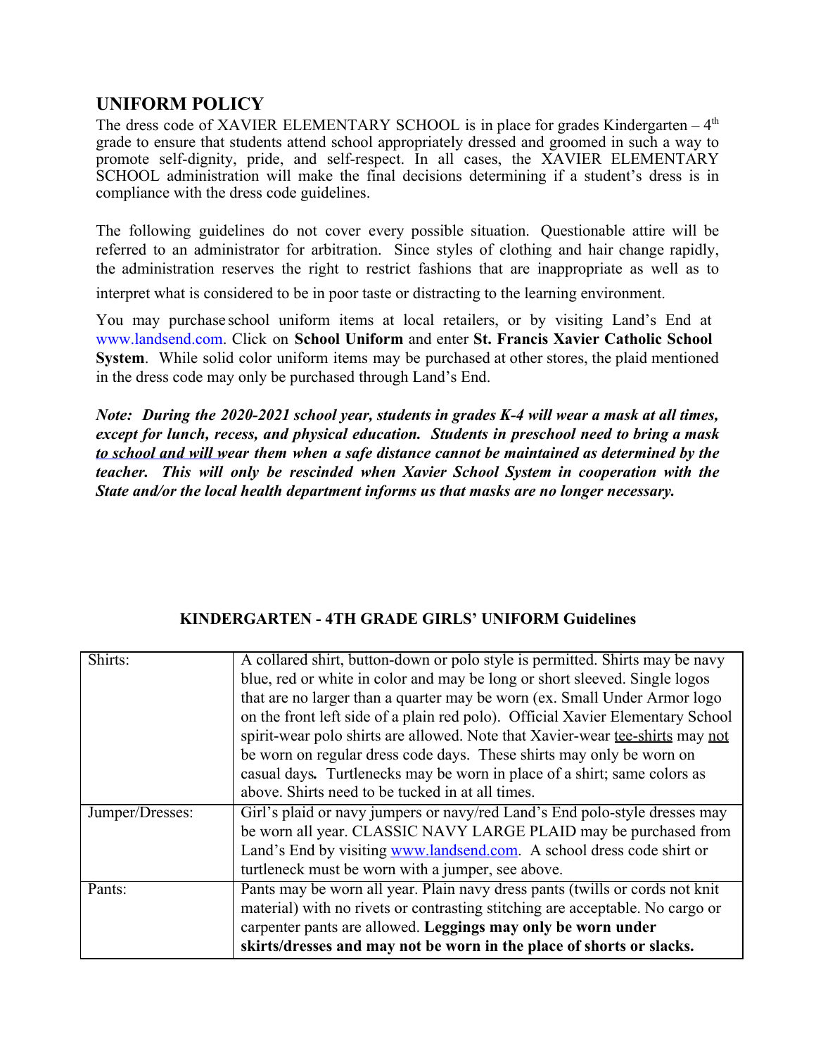## UNIFORM POLICY

The dress code of XAVIER ELEMENTARY SCHOOL is in place for grades Kindergarten – 4th grade to ensure that students attend school appropriately dressed and groomed in such a way to promote self-dignity, pride, and self-respect. In all cases, the XAVIER ELEMENTARY SCHOOL administration will make the final decisions determining if a student's dress is in compliance with the dress code guidelines.

The following guidelines do not cover every possible situation. Questionable attire will be referred to an administrator for arbitration. Since styles of clothing and hair change rapidly, the administration reserves the right to restrict fashions that are inappropriate as well as to interpret what is considered to be in poor taste or distracting to the learning environment.

You may purchase school uniform items at local retailers, or by visiting Land's End at www.landsend.com. Click on **School Uniform** and enter **St. Francis Xavier Catholic School System**. While solid color uniform items may be purchased at other stores, the plaid mentioned in the dress code may only be purchased through Land's End.

***Note: During the 2020-2021 school year, students in grades K-4 will wear a mask at all times, except for lunch, recess, and physical education. Students in preschool need to bring a mask to school and will wear them when a safe distance cannot be maintained as determined by the teacher. This will only be rescinded when Xavier School System in cooperation with the State and/or the local health department informs us that masks are no longer necessary.***

### KINDERGARTEN - 4TH GRADE GIRLS' UNIFORM Guidelines

| | |
|---|---|
| Shirts: | A collared shirt, button-down or polo style is permitted. Shirts may be navy blue, red or white in color and may be long or short sleeved. Single logos that are no larger than a quarter may be worn (ex. Small Under Armor logo on the front left side of a plain red polo). Official Xavier Elementary School spirit-wear polo shirts are allowed. Note that Xavier-wear tee-shirts may not be worn on regular dress code days. These shirts may only be worn on casual days. Turtlenecks may be worn in place of a shirt; same colors as above. Shirts need to be tucked in at all times. |
| Jumper/Dresses: | Girl's plaid or navy jumpers or navy/red Land's End polo-style dresses may be worn all year. CLASSIC NAVY LARGE PLAID may be purchased from Land's End by visiting www.landsend.com. A school dress code shirt or turtleneck must be worn with a jumper, see above. |
| Pants: | Pants may be worn all year. Plain navy dress pants (twills or cords not knit material) with no rivets or contrasting stitching are acceptable. No cargo or carpenter pants are allowed. **Leggings may only be worn under skirts/dresses and may not be worn in the place of shorts or slacks.** |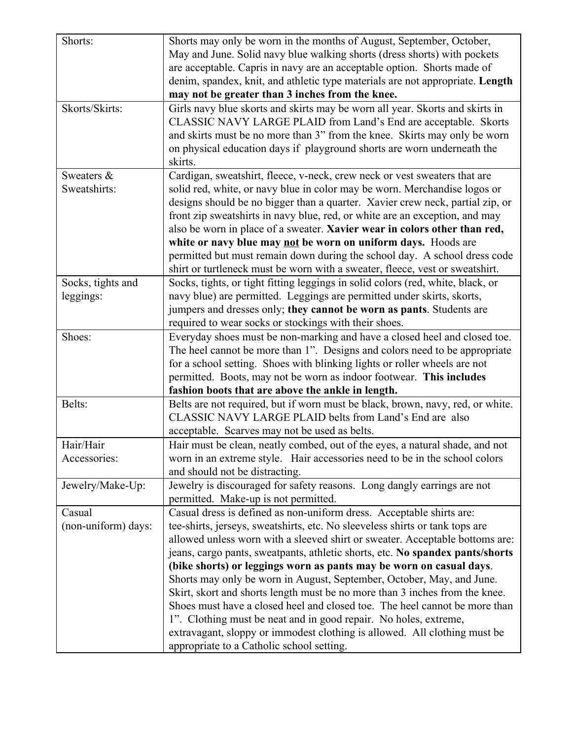| | |
|---|---|
| Shorts: | Shorts may only be worn in the months of August, September, October, May and June. Solid navy blue walking shorts (dress shorts) with pockets are acceptable. Capris in navy are an acceptable option. Shorts made of denim, spandex, knit, and athletic type materials are not appropriate. **Length may not be greater than 3 inches from the knee.** |
| Skorts/Skirts: | Girls navy blue skorts and skirts may be worn all year. Skorts and skirts in CLASSIC NAVY LARGE PLAID from Land's End are acceptable. Skorts and skirts must be no more than 3" from the knee. Skirts may only be worn on physical education days if playground shorts are worn underneath the skirts. |
| Sweaters & Sweatshirts: | Cardigan, sweatshirt, fleece, v-neck, crew neck or vest sweaters that are solid red, white, or navy blue in color may be worn. Merchandise logos or designs should be no bigger than a quarter. Xavier crew neck, partial zip, or front zip sweatshirts in navy blue, red, or white are an exception, and may also be worn in place of a sweater. **Xavier wear in colors other than red, white or navy blue may <u>not</u> be worn on uniform days.** Hoods are permitted but must remain down during the school day. A school dress code shirt or turtleneck must be worn with a sweater, fleece, vest or sweatshirt. |
| Socks, tights and leggings: | Socks, tights, or tight fitting leggings in solid colors (red, white, black, or navy blue) are permitted. Leggings are permitted under skirts, skorts, jumpers and dresses only; **they cannot be worn as pants**. Students are required to wear socks or stockings with their shoes. |
| Shoes: | Everyday shoes must be non-marking and have a closed heel and closed toe. The heel cannot be more than 1". Designs and colors need to be appropriate for a school setting. Shoes with blinking lights or roller wheels are not permitted. Boots, may not be worn as indoor footwear. **This includes fashion boots that are above the ankle in length.** |
| Belts: | Belts are not required, but if worn must be black, brown, navy, red, or white. CLASSIC NAVY LARGE PLAID belts from Land's End are also acceptable. Scarves may not be used as belts. |
| Hair/Hair Accessories: | Hair must be clean, neatly combed, out of the eyes, a natural shade, and not worn in an extreme style. Hair accessories need to be in the school colors and should not be distracting. |
| Jewelry/Make-Up: | Jewelry is discouraged for safety reasons. Long dangly earrings are not permitted. Make-up is not permitted. |
| Casual (non-uniform) days: | Casual dress is defined as non-uniform dress. Acceptable shirts are: tee-shirts, jerseys, sweatshirts, etc. No sleeveless shirts or tank tops are allowed unless worn with a sleeved shirt or sweater. Acceptable bottoms are: jeans, cargo pants, sweatpants, athletic shorts, etc. **No spandex pants/shorts (bike shorts) or leggings worn as pants may be worn on casual days**. Shorts may only be worn in August, September, October, May, and June. Skirt, skort and shorts length must be no more than 3 inches from the knee. Shoes must have a closed heel and closed toe. The heel cannot be more than 1". Clothing must be neat and in good repair. No holes, extreme, extravagant, sloppy or immodest clothing is allowed. All clothing must be appropriate to a Catholic school setting. |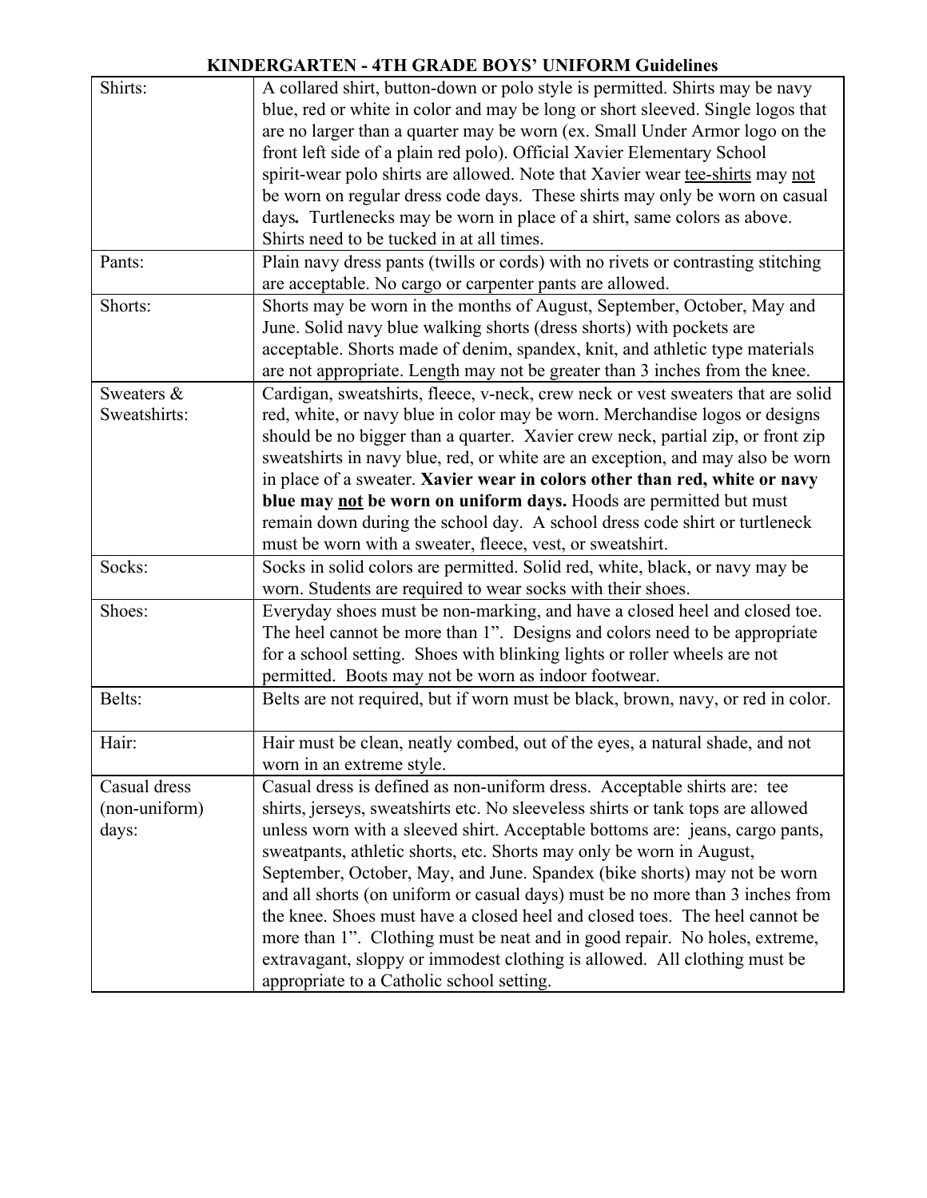# KINDERGARTEN - 4TH GRADE BOYS' UNIFORM Guidelines

| | |
|---|---|
| Shirts: | A collared shirt, button-down or polo style is permitted. Shirts may be navy blue, red or white in color and may be long or short sleeved. Single logos that are no larger than a quarter may be worn (ex. Small Under Armor logo on the front left side of a plain red polo). Official Xavier Elementary School spirit-wear polo shirts are allowed. Note that Xavier wear <u>tee-shirts</u> may <u>not</u> be worn on regular dress code days. These shirts may only be worn on casual days**.** Turtlenecks may be worn in place of a shirt, same colors as above. Shirts need to be tucked in at all times. |
| Pants: | Plain navy dress pants (twills or cords) with no rivets or contrasting stitching are acceptable. No cargo or carpenter pants are allowed. |
| Shorts: | Shorts may be worn in the months of August, September, October, May and June. Solid navy blue walking shorts (dress shorts) with pockets are acceptable. Shorts made of denim, spandex, knit, and athletic type materials are not appropriate. Length may not be greater than 3 inches from the knee. |
| Sweaters & Sweatshirts: | Cardigan, sweatshirts, fleece, v-neck, crew neck or vest sweaters that are solid red, white, or navy blue in color may be worn. Merchandise logos or designs should be no bigger than a quarter. Xavier crew neck, partial zip, or front zip sweatshirts in navy blue, red, or white are an exception, and may also be worn in place of a sweater. **Xavier wear in colors other than red, white or navy blue may <u>not</u> be worn on uniform days.** Hoods are permitted but must remain down during the school day. A school dress code shirt or turtleneck must be worn with a sweater, fleece, vest, or sweatshirt. |
| Socks: | Socks in solid colors are permitted. Solid red, white, black, or navy may be worn. Students are required to wear socks with their shoes. |
| Shoes: | Everyday shoes must be non-marking, and have a closed heel and closed toe. The heel cannot be more than 1". Designs and colors need to be appropriate for a school setting. Shoes with blinking lights or roller wheels are not permitted. Boots may not be worn as indoor footwear. |
| Belts: | Belts are not required, but if worn must be black, brown, navy, or red in color. |
| Hair: | Hair must be clean, neatly combed, out of the eyes, a natural shade, and not worn in an extreme style. |
| Casual dress (non-uniform) days: | Casual dress is defined as non-uniform dress. Acceptable shirts are: tee shirts, jerseys, sweatshirts etc. No sleeveless shirts or tank tops are allowed unless worn with a sleeved shirt. Acceptable bottoms are: jeans, cargo pants, sweatpants, athletic shorts, etc. Shorts may only be worn in August, September, October, May, and June. Spandex (bike shorts) may not be worn and all shorts (on uniform or casual days) must be no more than 3 inches from the knee. Shoes must have a closed heel and closed toes. The heel cannot be more than 1". Clothing must be neat and in good repair. No holes, extreme, extravagant, sloppy or immodest clothing is allowed. All clothing must be appropriate to a Catholic school setting. |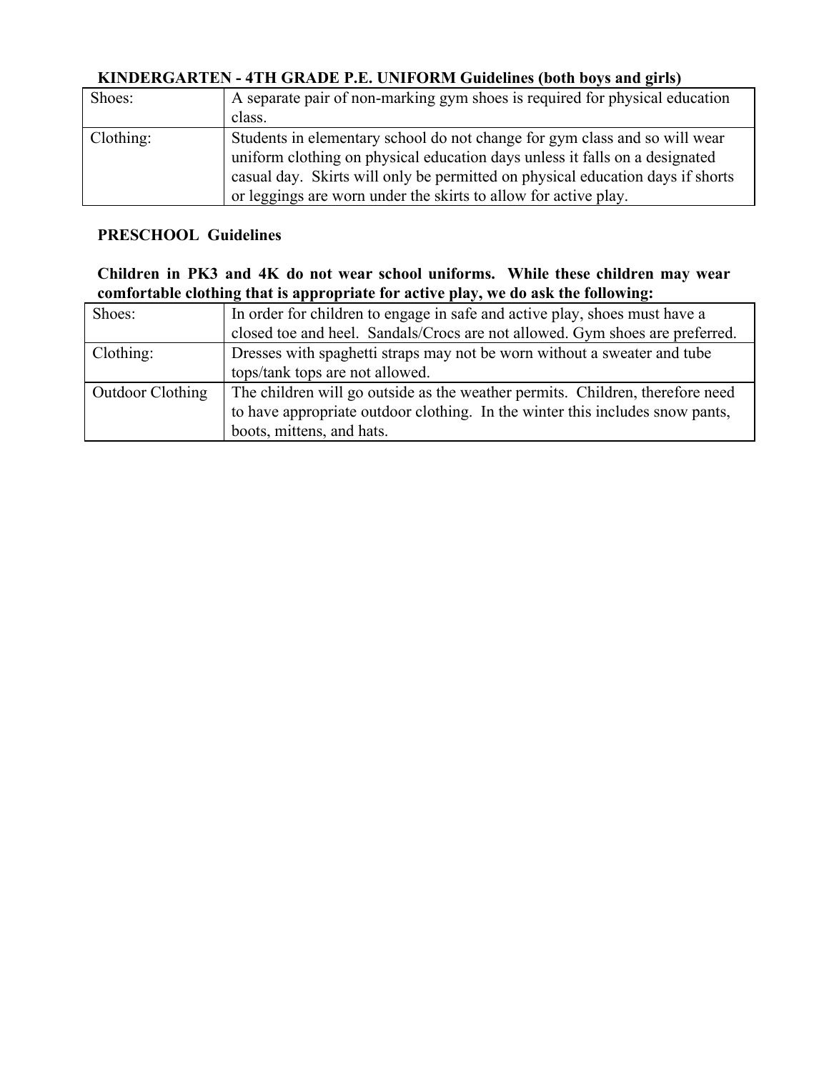**KINDERGARTEN - 4TH GRADE P.E. UNIFORM Guidelines (both boys and girls)**

| | |
|---|---|
| Shoes: | A separate pair of non-marking gym shoes is required for physical education class. |
| Clothing: | Students in elementary school do not change for gym class and so will wear uniform clothing on physical education days unless it falls on a designated casual day. Skirts will only be permitted on physical education days if shorts or leggings are worn under the skirts to allow for active play. |

**PRESCHOOL Guidelines**

**Children in PK3 and 4K do not wear school uniforms. While these children may wear comfortable clothing that is appropriate for active play, we do ask the following:**

| | |
|---|---|
| Shoes: | In order for children to engage in safe and active play, shoes must have a closed toe and heel. Sandals/Crocs are not allowed. Gym shoes are preferred. |
| Clothing: | Dresses with spaghetti straps may not be worn without a sweater and tube tops/tank tops are not allowed. |
| Outdoor Clothing | The children will go outside as the weather permits. Children, therefore need to have appropriate outdoor clothing. In the winter this includes snow pants, boots, mittens, and hats. |